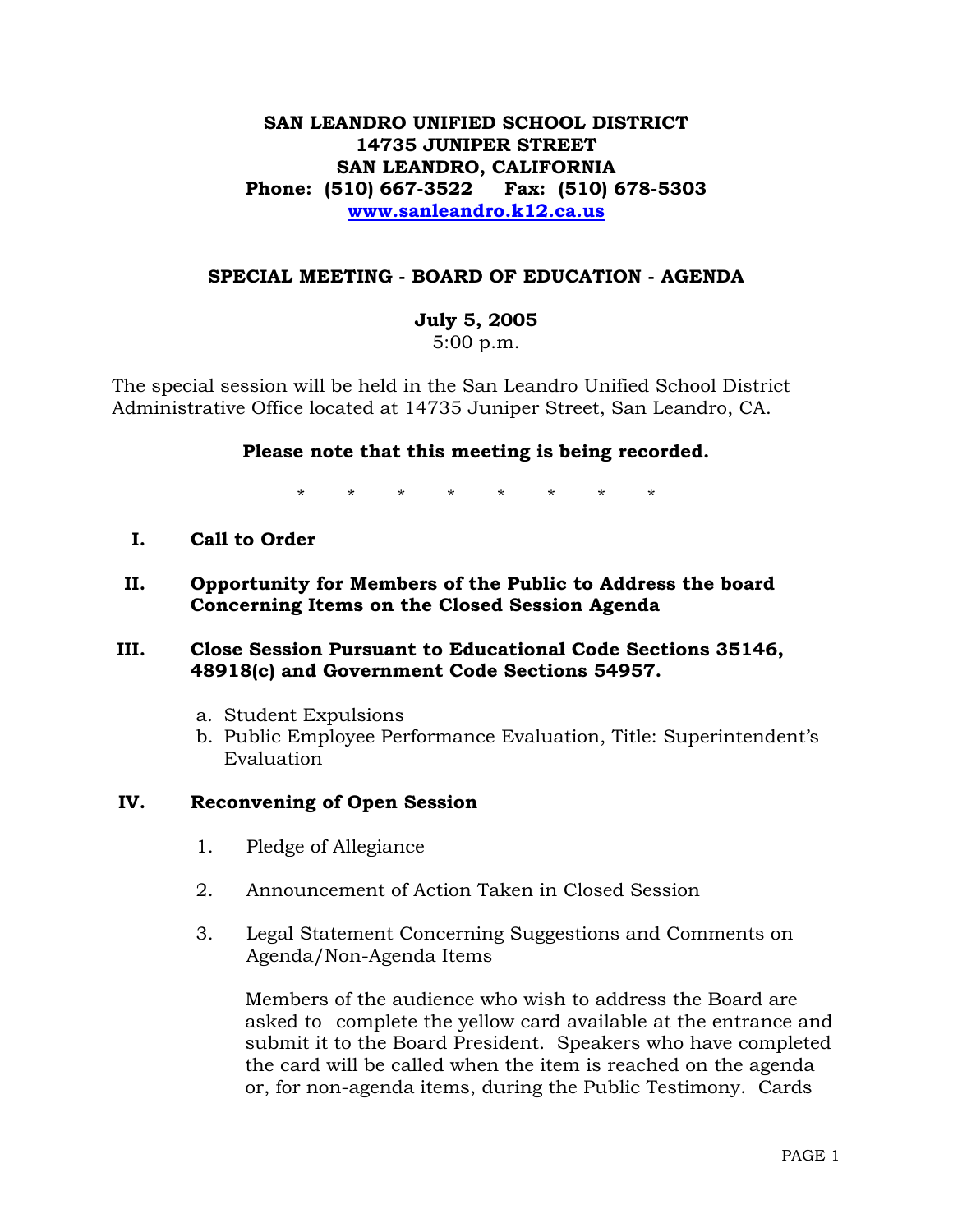# SAN LEANDRO UNIFIED SCHOOL DISTRICT
## 14735 JUNIPER STREET
## SAN LEANDRO, CALIFORNIA
**Phone: (510) 667-3522 Fax: (510) 678-5303**
**www.sanleandro.k12.ca.us**

## SPECIAL MEETING - BOARD OF EDUCATION - AGENDA

**July 5, 2005**
5:00 p.m.

The special session will be held in the San Leandro Unified School District Administrative Office located at 14735 Juniper Street, San Leandro, CA.

**Please note that this meeting is being recorded.**

\* \* \* \* \* \* \* \*

**I. Call to Order**

**II. Opportunity for Members of the Public to Address the board Concerning Items on the Closed Session Agenda**

**III. Close Session Pursuant to Educational Code Sections 35146, 48918(c) and Government Code Sections 54957.**

a. Student Expulsions
b. Public Employee Performance Evaluation, Title: Superintendent's Evaluation

**IV. Reconvening of Open Session**

1. Pledge of Allegiance

2. Announcement of Action Taken in Closed Session

3. Legal Statement Concerning Suggestions and Comments on Agenda/Non-Agenda Items

   Members of the audience who wish to address the Board are asked to complete the yellow card available at the entrance and submit it to the Board President. Speakers who have completed the card will be called when the item is reached on the agenda or, for non-agenda items, during the Public Testimony. Cards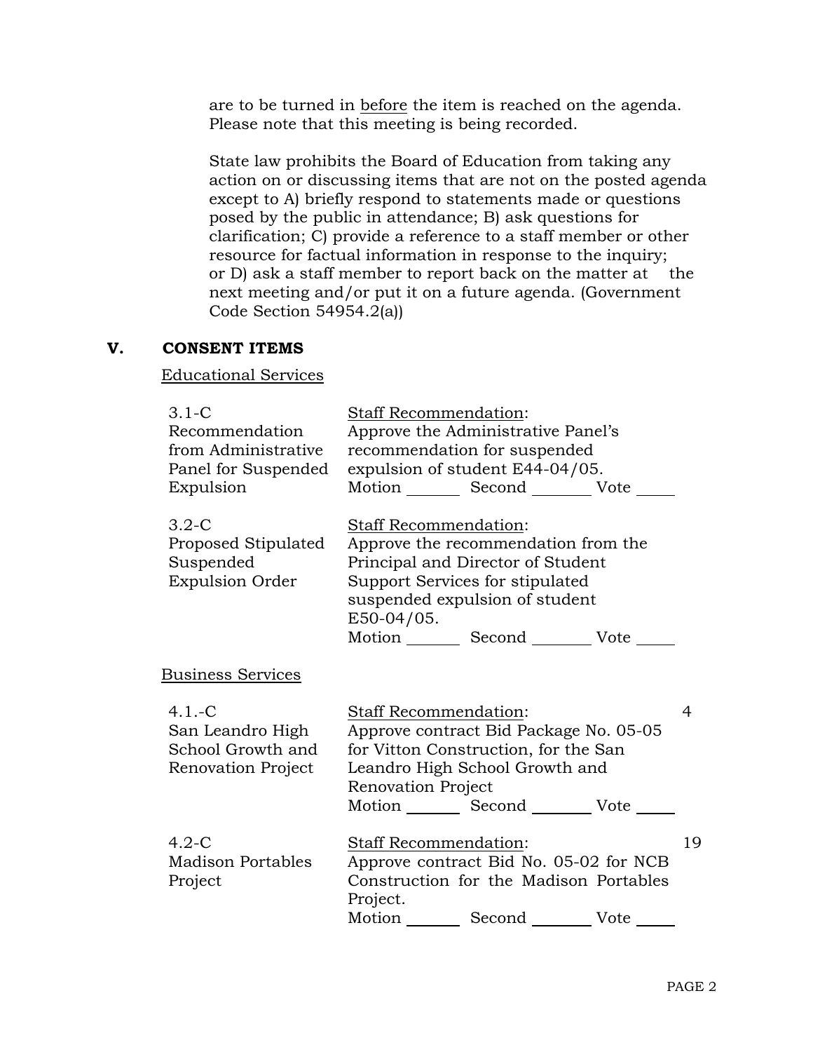are to be turned in before the item is reached on the agenda. Please note that this meeting is being recorded.

State law prohibits the Board of Education from taking any action on or discussing items that are not on the posted agenda except to A) briefly respond to statements made or questions posed by the public in attendance; B) ask questions for clarification; C) provide a reference to a staff member or other resource for factual information in response to the inquiry; or D) ask a staff member to report back on the matter at the next meeting and/or put it on a future agenda. (Government Code Section 54954.2(a))

## V. CONSENT ITEMS

Educational Services

| Item | Staff Recommendation | Page |
|---|---|---|
| 3.1-C Recommendation from Administrative Panel for Suspended Expulsion | Staff Recommendation: Approve the Administrative Panel's recommendation for suspended expulsion of student E44-04/05. Motion _______ Second _______ Vote _____ | |
| 3.2-C Proposed Stipulated Suspended Expulsion Order | Staff Recommendation: Approve the recommendation from the Principal and Director of Student Support Services for stipulated suspended expulsion of student E50-04/05. Motion _______ Second _______ Vote _____ | |

Business Services

| Item | Staff Recommendation | Page |
|---|---|---|
| 4.1.-C San Leandro High School Growth and Renovation Project | Staff Recommendation: Approve contract Bid Package No. 05-05 for Vitton Construction, for the San Leandro High School Growth and Renovation Project Motion _______ Second _______ Vote _____ | 4 |
| 4.2-C Madison Portables Project | Staff Recommendation: Approve contract Bid No. 05-02 for NCB Construction for the Madison Portables Project. Motion _______ Second _______ Vote _____ | 19 |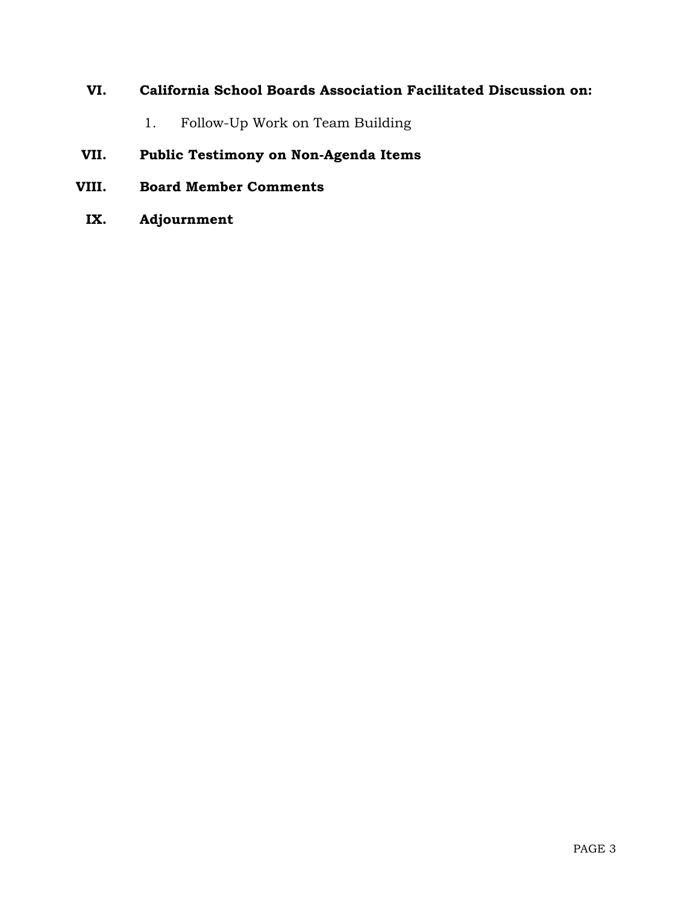**VI. California School Boards Association Facilitated Discussion on:**

1. Follow-Up Work on Team Building

**VII. Public Testimony on Non-Agenda Items**

**VIII. Board Member Comments**

**IX. Adjournment**